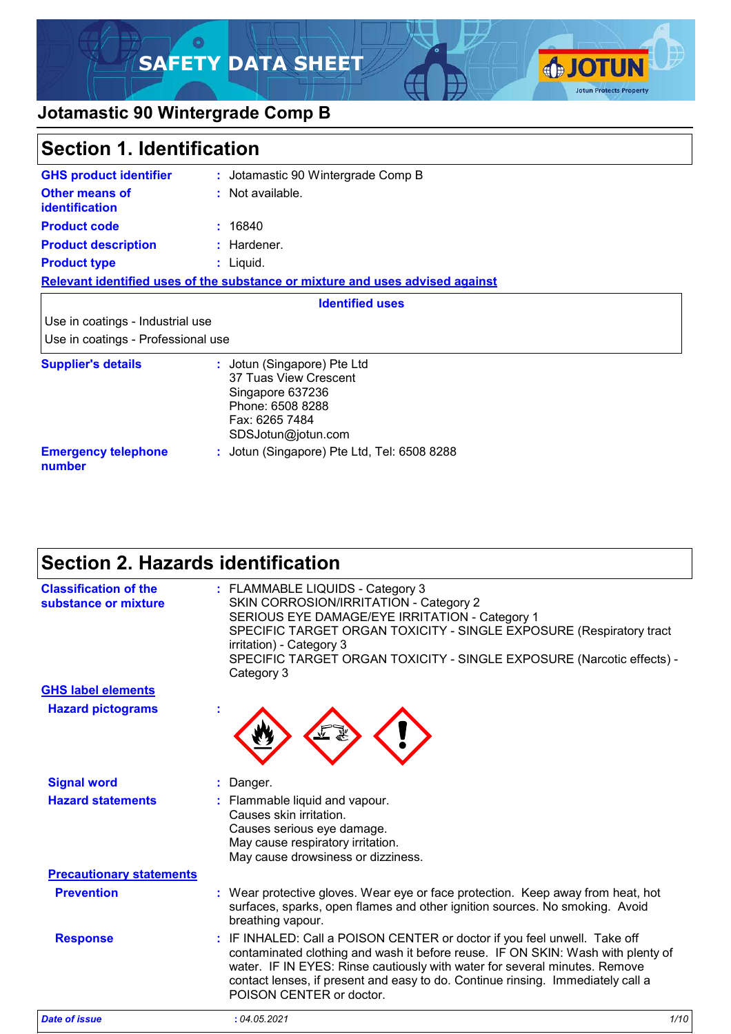# SAFETY DATA SHEET

## Jotamastic 90 Wintergrade Comp B

## Section 1. Identification

**GHS product identifier** : Jotamastic 90 Wintergrade Comp B

**Other means of identification** : Not available.

**Product code** : 16840

**Product description** : Hardener.

**Product type** : Liquid.

**Relevant identified uses of the substance or mixture and uses advised against**

| Identified uses |
|---|
| Use in coatings - Industrial use |
| Use in coatings - Professional use |

**Supplier's details** : Jotun (Singapore) Pte Ltd
37 Tuas View Crescent
Singapore 637236
Phone: 6508 8288
Fax: 6265 7484
SDSJotun@jotun.com

**Emergency telephone number** : Jotun (Singapore) Pte Ltd, Tel: 6508 8288

## Section 2. Hazards identification

**Classification of the substance or mixture** : FLAMMABLE LIQUIDS - Category 3
SKIN CORROSION/IRRITATION - Category 2
SERIOUS EYE DAMAGE/EYE IRRITATION - Category 1
SPECIFIC TARGET ORGAN TOXICITY - SINGLE EXPOSURE (Respiratory tract irritation) - Category 3
SPECIFIC TARGET ORGAN TOXICITY - SINGLE EXPOSURE (Narcotic effects) - Category 3

**GHS label elements**

**Hazard pictograms** :

**Signal word** : Danger.

**Hazard statements** : Flammable liquid and vapour.
Causes skin irritation.
Causes serious eye damage.
May cause respiratory irritation.
May cause drowsiness or dizziness.

**Precautionary statements**

**Prevention** : Wear protective gloves. Wear eye or face protection. Keep away from heat, hot surfaces, sparks, open flames and other ignition sources. No smoking. Avoid breathing vapour.

**Response** : IF INHALED: Call a POISON CENTER or doctor if you feel unwell. Take off contaminated clothing and wash it before reuse. IF ON SKIN: Wash with plenty of water. IF IN EYES: Rinse cautiously with water for several minutes. Remove contact lenses, if present and easy to do. Continue rinsing. Immediately call a POISON CENTER or doctor.

*Date of issue* : *04.05.2021*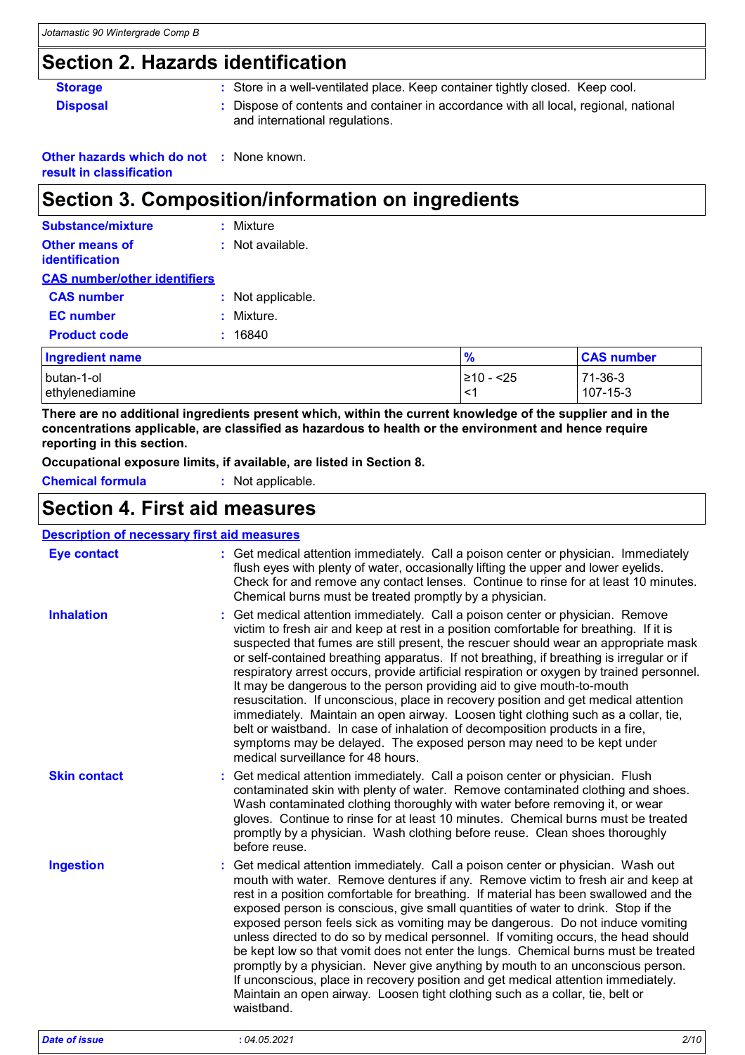## Section 2. Hazards identification

**Storage** : Store in a well-ventilated place. Keep container tightly closed. Keep cool.

**Disposal** : Dispose of contents and container in accordance with all local, regional, national and international regulations.

**Other hazards which do not result in classification** : None known.

## Section 3. Composition/information on ingredients

**Substance/mixture** : Mixture

**Other means of identification** : Not available.

**CAS number/other identifiers**

**CAS number** : Not applicable.

**EC number** : Mixture.

**Product code** : 16840

| Ingredient name | % | CAS number |
|---|---|---|
| butan-1-ol | ≥10 - <25 | 71-36-3 |
| ethylenediamine | <1 | 107-15-3 |

**There are no additional ingredients present which, within the current knowledge of the supplier and in the concentrations applicable, are classified as hazardous to health or the environment and hence require reporting in this section.**

**Occupational exposure limits, if available, are listed in Section 8.**

**Chemical formula** : Not applicable.

## Section 4. First aid measures

**Description of necessary first aid measures**

**Eye contact** : Get medical attention immediately. Call a poison center or physician. Immediately flush eyes with plenty of water, occasionally lifting the upper and lower eyelids. Check for and remove any contact lenses. Continue to rinse for at least 10 minutes. Chemical burns must be treated promptly by a physician.

**Inhalation** : Get medical attention immediately. Call a poison center or physician. Remove victim to fresh air and keep at rest in a position comfortable for breathing. If it is suspected that fumes are still present, the rescuer should wear an appropriate mask or self-contained breathing apparatus. If not breathing, if breathing is irregular or if respiratory arrest occurs, provide artificial respiration or oxygen by trained personnel. It may be dangerous to the person providing aid to give mouth-to-mouth resuscitation. If unconscious, place in recovery position and get medical attention immediately. Maintain an open airway. Loosen tight clothing such as a collar, tie, belt or waistband. In case of inhalation of decomposition products in a fire, symptoms may be delayed. The exposed person may need to be kept under medical surveillance for 48 hours.

**Skin contact** : Get medical attention immediately. Call a poison center or physician. Flush contaminated skin with plenty of water. Remove contaminated clothing and shoes. Wash contaminated clothing thoroughly with water before removing it, or wear gloves. Continue to rinse for at least 10 minutes. Chemical burns must be treated promptly by a physician. Wash clothing before reuse. Clean shoes thoroughly before reuse.

**Ingestion** : Get medical attention immediately. Call a poison center or physician. Wash out mouth with water. Remove dentures if any. Remove victim to fresh air and keep at rest in a position comfortable for breathing. If material has been swallowed and the exposed person is conscious, give small quantities of water to drink. Stop if the exposed person feels sick as vomiting may be dangerous. Do not induce vomiting unless directed to do so by medical personnel. If vomiting occurs, the head should be kept low so that vomit does not enter the lungs. Chemical burns must be treated promptly by a physician. Never give anything by mouth to an unconscious person. If unconscious, place in recovery position and get medical attention immediately. Maintain an open airway. Loosen tight clothing such as a collar, tie, belt or waistband.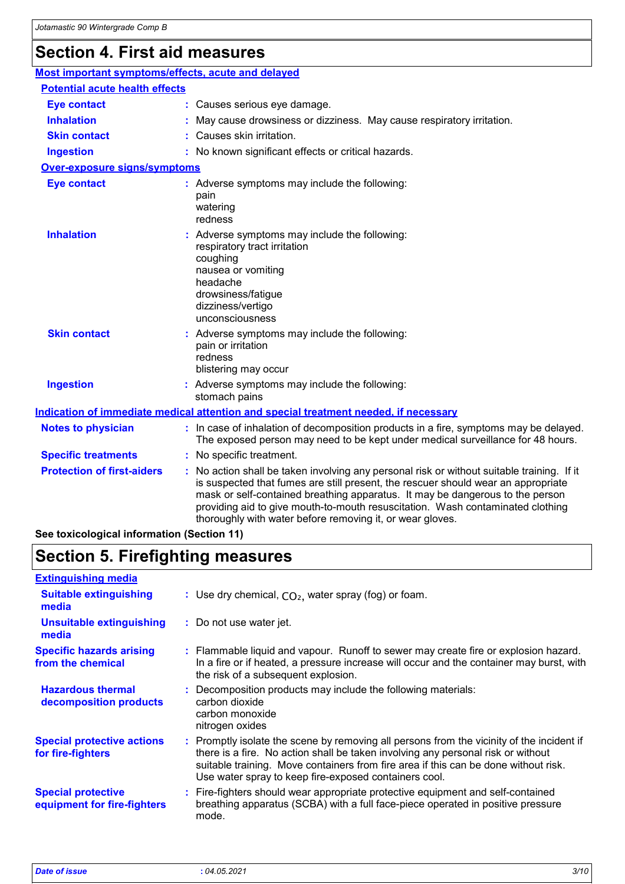# Section 4. First aid measures

## Most important symptoms/effects, acute and delayed

### Potential acute health effects

**Eye contact** : Causes serious eye damage.

**Inhalation** : May cause drowsiness or dizziness. May cause respiratory irritation.

**Skin contact** : Causes skin irritation.

**Ingestion** : No known significant effects or critical hazards.

### Over-exposure signs/symptoms

**Eye contact** : Adverse symptoms may include the following:
pain
watering
redness

**Inhalation** : Adverse symptoms may include the following:
respiratory tract irritation
coughing
nausea or vomiting
headache
drowsiness/fatigue
dizziness/vertigo
unconsciousness

**Skin contact** : Adverse symptoms may include the following:
pain or irritation
redness
blistering may occur

**Ingestion** : Adverse symptoms may include the following:
stomach pains

## Indication of immediate medical attention and special treatment needed, if necessary

**Notes to physician** : In case of inhalation of decomposition products in a fire, symptoms may be delayed. The exposed person may need to be kept under medical surveillance for 48 hours.

**Specific treatments** : No specific treatment.

**Protection of first-aiders** : No action shall be taken involving any personal risk or without suitable training. If it is suspected that fumes are still present, the rescuer should wear an appropriate mask or self-contained breathing apparatus. It may be dangerous to the person providing aid to give mouth-to-mouth resuscitation. Wash contaminated clothing thoroughly with water before removing it, or wear gloves.

**See toxicological information (Section 11)**

# Section 5. Firefighting measures

## Extinguishing media

**Suitable extinguishing media** : Use dry chemical, $CO_2$, water spray (fog) or foam.

**Unsuitable extinguishing media** : Do not use water jet.

**Specific hazards arising from the chemical** : Flammable liquid and vapour. Runoff to sewer may create fire or explosion hazard. In a fire or if heated, a pressure increase will occur and the container may burst, with the risk of a subsequent explosion.

**Hazardous thermal decomposition products** : Decomposition products may include the following materials:
carbon dioxide
carbon monoxide
nitrogen oxides

**Special protective actions for fire-fighters** : Promptly isolate the scene by removing all persons from the vicinity of the incident if there is a fire. No action shall be taken involving any personal risk or without suitable training. Move containers from fire area if this can be done without risk. Use water spray to keep fire-exposed containers cool.

**Special protective equipment for fire-fighters** : Fire-fighters should wear appropriate protective equipment and self-contained breathing apparatus (SCBA) with a full face-piece operated in positive pressure mode.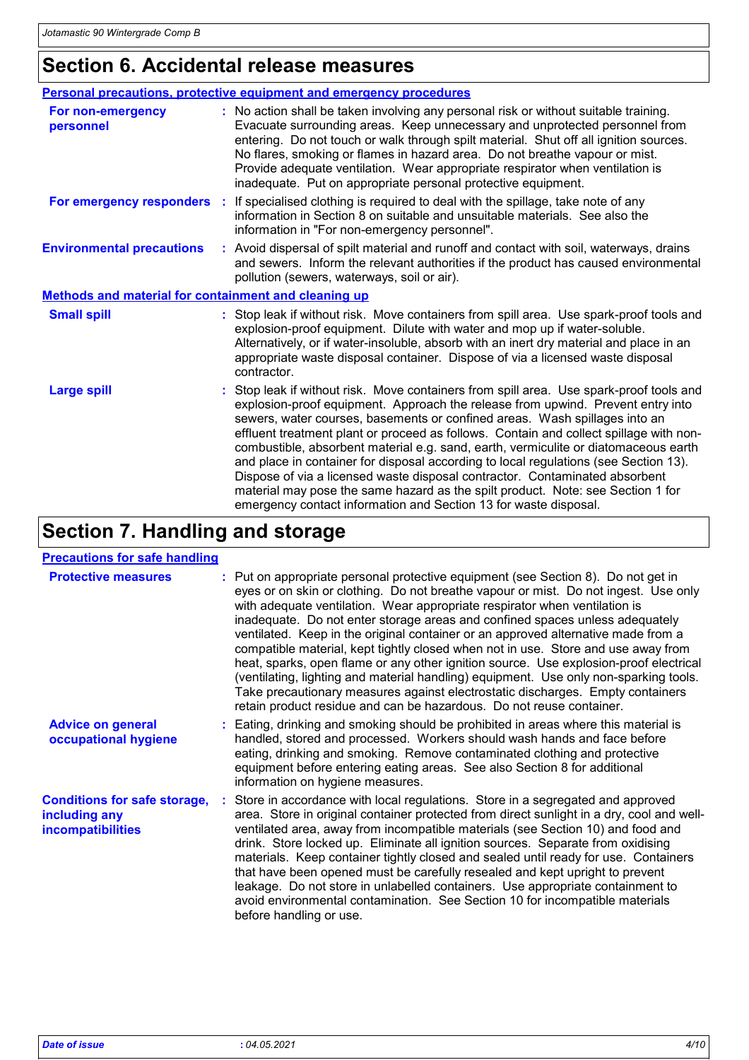# Section 6. Accidental release measures

## Personal precautions, protective equipment and emergency procedures

**For non-emergency personnel** : No action shall be taken involving any personal risk or without suitable training. Evacuate surrounding areas. Keep unnecessary and unprotected personnel from entering. Do not touch or walk through spilt material. Shut off all ignition sources. No flares, smoking or flames in hazard area. Do not breathe vapour or mist. Provide adequate ventilation. Wear appropriate respirator when ventilation is inadequate. Put on appropriate personal protective equipment.

**For emergency responders** : If specialised clothing is required to deal with the spillage, take note of any information in Section 8 on suitable and unsuitable materials. See also the information in "For non-emergency personnel".

**Environmental precautions** : Avoid dispersal of spilt material and runoff and contact with soil, waterways, drains and sewers. Inform the relevant authorities if the product has caused environmental pollution (sewers, waterways, soil or air).

## Methods and material for containment and cleaning up

**Small spill** : Stop leak if without risk. Move containers from spill area. Use spark-proof tools and explosion-proof equipment. Dilute with water and mop up if water-soluble. Alternatively, or if water-insoluble, absorb with an inert dry material and place in an appropriate waste disposal container. Dispose of via a licensed waste disposal contractor.

**Large spill** : Stop leak if without risk. Move containers from spill area. Use spark-proof tools and explosion-proof equipment. Approach the release from upwind. Prevent entry into sewers, water courses, basements or confined areas. Wash spillages into an effluent treatment plant or proceed as follows. Contain and collect spillage with non-combustible, absorbent material e.g. sand, earth, vermiculite or diatomaceous earth and place in container for disposal according to local regulations (see Section 13). Dispose of via a licensed waste disposal contractor. Contaminated absorbent material may pose the same hazard as the spilt product. Note: see Section 1 for emergency contact information and Section 13 for waste disposal.

# Section 7. Handling and storage

## Precautions for safe handling

**Protective measures** : Put on appropriate personal protective equipment (see Section 8). Do not get in eyes or on skin or clothing. Do not breathe vapour or mist. Do not ingest. Use only with adequate ventilation. Wear appropriate respirator when ventilation is inadequate. Do not enter storage areas and confined spaces unless adequately ventilated. Keep in the original container or an approved alternative made from a compatible material, kept tightly closed when not in use. Store and use away from heat, sparks, open flame or any other ignition source. Use explosion-proof electrical (ventilating, lighting and material handling) equipment. Use only non-sparking tools. Take precautionary measures against electrostatic discharges. Empty containers retain product residue and can be hazardous. Do not reuse container.

**Advice on general occupational hygiene** : Eating, drinking and smoking should be prohibited in areas where this material is handled, stored and processed. Workers should wash hands and face before eating, drinking and smoking. Remove contaminated clothing and protective equipment before entering eating areas. See also Section 8 for additional information on hygiene measures.

**Conditions for safe storage, including any incompatibilities** : Store in accordance with local regulations. Store in a segregated and approved area. Store in original container protected from direct sunlight in a dry, cool and well-ventilated area, away from incompatible materials (see Section 10) and food and drink. Store locked up. Eliminate all ignition sources. Separate from oxidising materials. Keep container tightly closed and sealed until ready for use. Containers that have been opened must be carefully resealed and kept upright to prevent leakage. Do not store in unlabelled containers. Use appropriate containment to avoid environmental contamination. See Section 10 for incompatible materials before handling or use.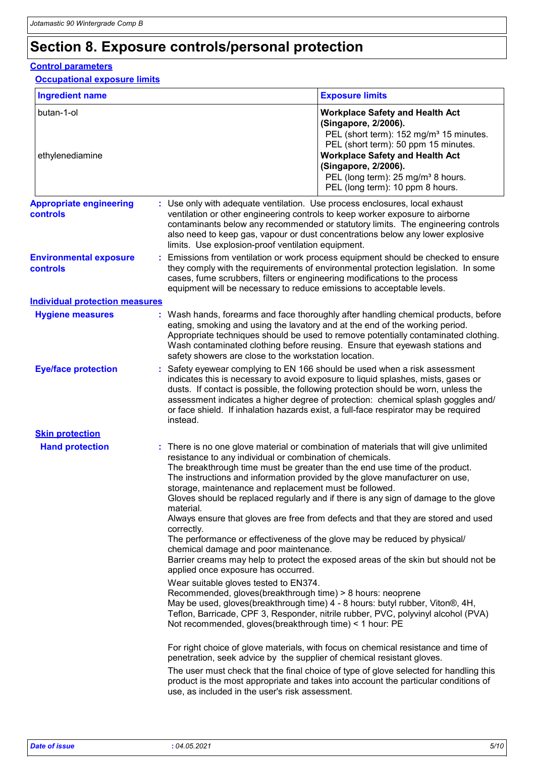# Section 8. Exposure controls/personal protection

## Control parameters

### Occupational exposure limits

| Ingredient name | Exposure limits |
|---|---|
| butan-1-ol | **Workplace Safety and Health Act (Singapore, 2/2006).**<br>PEL (short term): 152 mg/m³ 15 minutes.<br>PEL (short term): 50 ppm 15 minutes. |
| ethylenediamine | **Workplace Safety and Health Act (Singapore, 2/2006).**<br>PEL (long term): 25 mg/m³ 8 hours.<br>PEL (long term): 10 ppm 8 hours. |

**Appropriate engineering controls** : Use only with adequate ventilation. Use process enclosures, local exhaust ventilation or other engineering controls to keep worker exposure to airborne contaminants below any recommended or statutory limits. The engineering controls also need to keep gas, vapour or dust concentrations below any lower explosive limits. Use explosion-proof ventilation equipment.

**Environmental exposure controls** : Emissions from ventilation or work process equipment should be checked to ensure they comply with the requirements of environmental protection legislation. In some cases, fume scrubbers, filters or engineering modifications to the process equipment will be necessary to reduce emissions to acceptable levels.

## Individual protection measures

**Hygiene measures** : Wash hands, forearms and face thoroughly after handling chemical products, before eating, smoking and using the lavatory and at the end of the working period. Appropriate techniques should be used to remove potentially contaminated clothing. Wash contaminated clothing before reusing. Ensure that eyewash stations and safety showers are close to the workstation location.

**Eye/face protection** : Safety eyewear complying to EN 166 should be used when a risk assessment indicates this is necessary to avoid exposure to liquid splashes, mists, gases or dusts. If contact is possible, the following protection should be worn, unless the assessment indicates a higher degree of protection: chemical splash goggles and/ or face shield. If inhalation hazards exist, a full-face respirator may be required instead.

### Skin protection

**Hand protection** : There is no one glove material or combination of materials that will give unlimited resistance to any individual or combination of chemicals.
The breakthrough time must be greater than the end use time of the product.
The instructions and information provided by the glove manufacturer on use, storage, maintenance and replacement must be followed.
Gloves should be replaced regularly and if there is any sign of damage to the glove material.
Always ensure that gloves are free from defects and that they are stored and used correctly.
The performance or effectiveness of the glove may be reduced by physical/ chemical damage and poor maintenance.
Barrier creams may help to protect the exposed areas of the skin but should not be applied once exposure has occurred.

Wear suitable gloves tested to EN374.
Recommended, gloves(breakthrough time) > 8 hours: neoprene
May be used, gloves(breakthrough time) 4 - 8 hours: butyl rubber, Viton®, 4H, Teflon, Barricade, CPF 3, Responder, nitrile rubber, PVC, polyvinyl alcohol (PVA)
Not recommended, gloves(breakthrough time) < 1 hour: PE

For right choice of glove materials, with focus on chemical resistance and time of penetration, seek advice by the supplier of chemical resistant gloves.

The user must check that the final choice of type of glove selected for handling this product is the most appropriate and takes into account the particular conditions of use, as included in the user's risk assessment.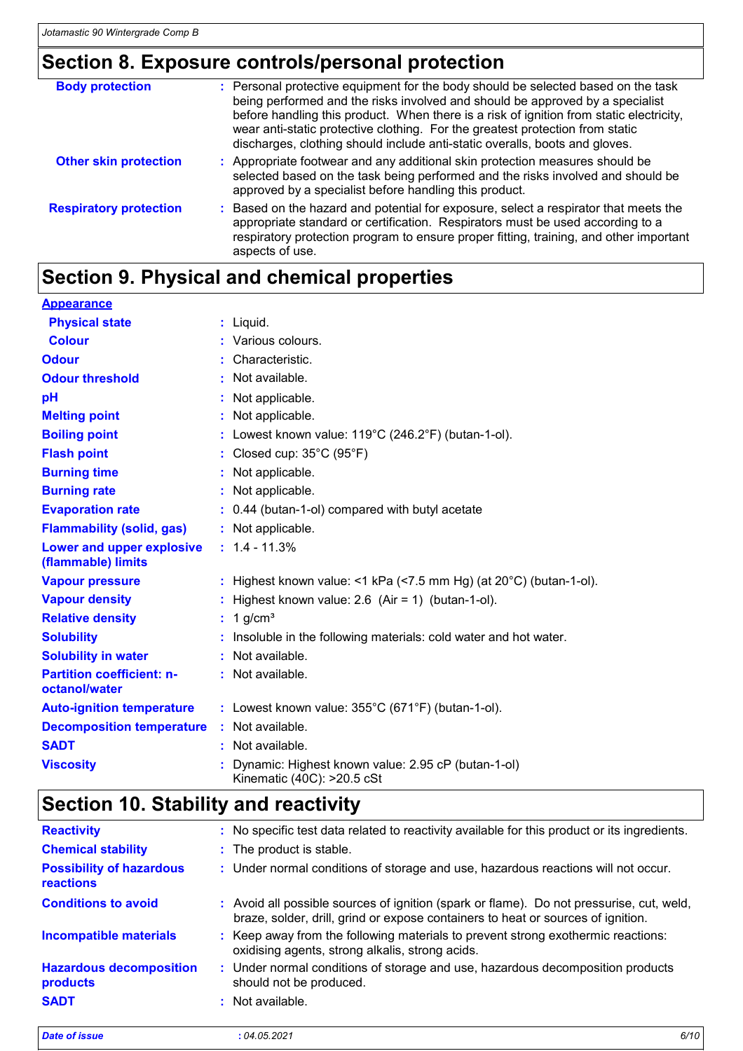## Section 8. Exposure controls/personal protection

**Body protection** : Personal protective equipment for the body should be selected based on the task being performed and the risks involved and should be approved by a specialist before handling this product. When there is a risk of ignition from static electricity, wear anti-static protective clothing. For the greatest protection from static discharges, clothing should include anti-static overalls, boots and gloves.

**Other skin protection** : Appropriate footwear and any additional skin protection measures should be selected based on the task being performed and the risks involved and should be approved by a specialist before handling this product.

**Respiratory protection** : Based on the hazard and potential for exposure, select a respirator that meets the appropriate standard or certification. Respirators must be used according to a respiratory protection program to ensure proper fitting, training, and other important aspects of use.

## Section 9. Physical and chemical properties

**Appearance**

| Property | Value |
|---|---|
| Physical state | Liquid. |
| Colour | Various colours. |
| Odour | Characteristic. |
| Odour threshold | Not available. |
| pH | Not applicable. |
| Melting point | Not applicable. |
| Boiling point | Lowest known value: 119°C (246.2°F) (butan-1-ol). |
| Flash point | Closed cup: 35°C (95°F) |
| Burning time | Not applicable. |
| Burning rate | Not applicable. |
| Evaporation rate | 0.44 (butan-1-ol) compared with butyl acetate |
| Flammability (solid, gas) | Not applicable. |
| Lower and upper explosive (flammable) limits | 1.4 - 11.3% |
| Vapour pressure | Highest known value: <1 kPa (<7.5 mm Hg) (at 20°C) (butan-1-ol). |
| Vapour density | Highest known value: 2.6 (Air = 1) (butan-1-ol). |
| Relative density | 1 g/cm³ |
| Solubility | Insoluble in the following materials: cold water and hot water. |
| Solubility in water | Not available. |
| Partition coefficient: n-octanol/water | Not available. |
| Auto-ignition temperature | Lowest known value: 355°C (671°F) (butan-1-ol). |
| Decomposition temperature | Not available. |
| SADT | Not available. |
| Viscosity | Dynamic: Highest known value: 2.95 cP (butan-1-ol)<br>Kinematic (40C): >20.5 cSt |

## Section 10. Stability and reactivity

| Property | Value |
|---|---|
| Reactivity | No specific test data related to reactivity available for this product or its ingredients. |
| Chemical stability | The product is stable. |
| Possibility of hazardous reactions | Under normal conditions of storage and use, hazardous reactions will not occur. |
| Conditions to avoid | Avoid all possible sources of ignition (spark or flame). Do not pressurise, cut, weld, braze, solder, drill, grind or expose containers to heat or sources of ignition. |
| Incompatible materials | Keep away from the following materials to prevent strong exothermic reactions: oxidising agents, strong alkalis, strong acids. |
| Hazardous decomposition products | Under normal conditions of storage and use, hazardous decomposition products should not be produced. |
| SADT | Not available. |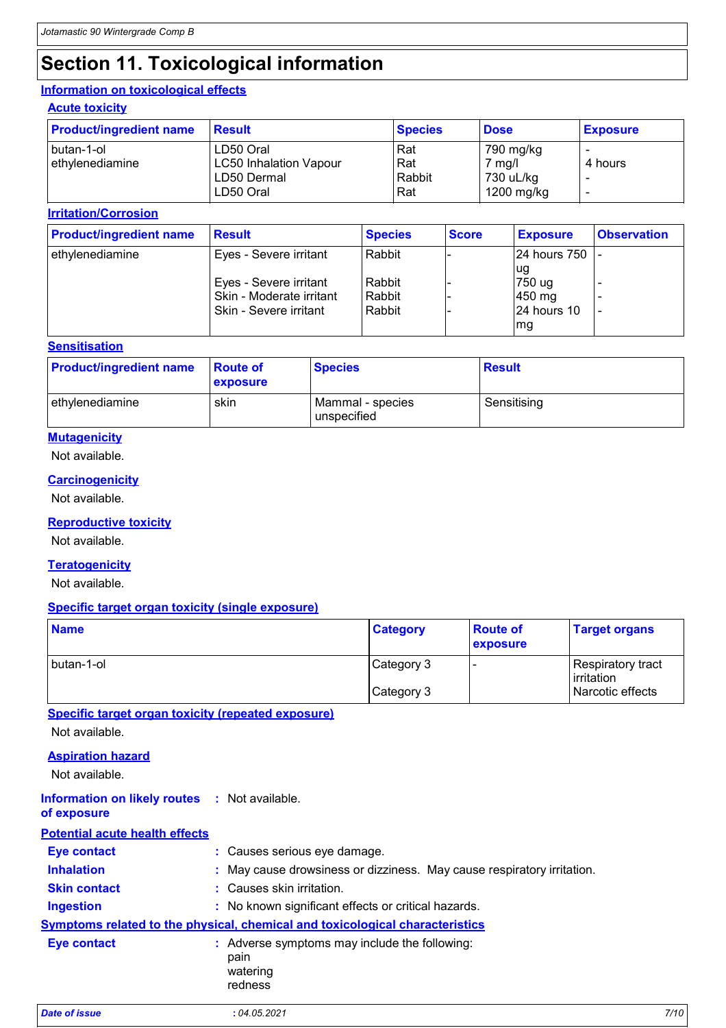# Section 11. Toxicological information

## Information on toxicological effects

### Acute toxicity

| Product/ingredient name | Result | Species | Dose | Exposure |
|---|---|---|---|---|
| butan-1-ol | LD50 Oral | Rat | 790 mg/kg | - |
| ethylenediamine | LC50 Inhalation Vapour | Rat | 7 mg/l | 4 hours |
| | LD50 Dermal | Rabbit | 730 uL/kg | - |
| | LD50 Oral | Rat | 1200 mg/kg | - |

### Irritation/Corrosion

| Product/ingredient name | Result | Species | Score | Exposure | Observation |
|---|---|---|---|---|---|
| ethylenediamine | Eyes - Severe irritant | Rabbit | - | 24 hours 750 ug | - |
| | Eyes - Severe irritant | Rabbit | - | 750 ug | - |
| | Skin - Moderate irritant | Rabbit | - | 450 mg | - |
| | Skin - Severe irritant | Rabbit | - | 24 hours 10 mg | - |

### Sensitisation

| Product/ingredient name | Route of exposure | Species | Result |
|---|---|---|---|
| ethylenediamine | skin | Mammal - species unspecified | Sensitising |

### Mutagenicity

Not available.

### Carcinogenicity

Not available.

### Reproductive toxicity

Not available.

### Teratogenicity

Not available.

### Specific target organ toxicity (single exposure)

| Name | Category | Route of exposure | Target organs |
|---|---|---|---|
| butan-1-ol | Category 3 | - | Respiratory tract irritation |
| | Category 3 | | Narcotic effects |

### Specific target organ toxicity (repeated exposure)

Not available.

### Aspiration hazard

Not available.

**Information on likely routes of exposure** : Not available.

## Potential acute health effects

**Eye contact** : Causes serious eye damage.

**Inhalation** : May cause drowsiness or dizziness. May cause respiratory irritation.

**Skin contact** : Causes skin irritation.

**Ingestion** : No known significant effects or critical hazards.

## Symptoms related to the physical, chemical and toxicological characteristics

**Eye contact** : Adverse symptoms may include the following:
pain
watering
redness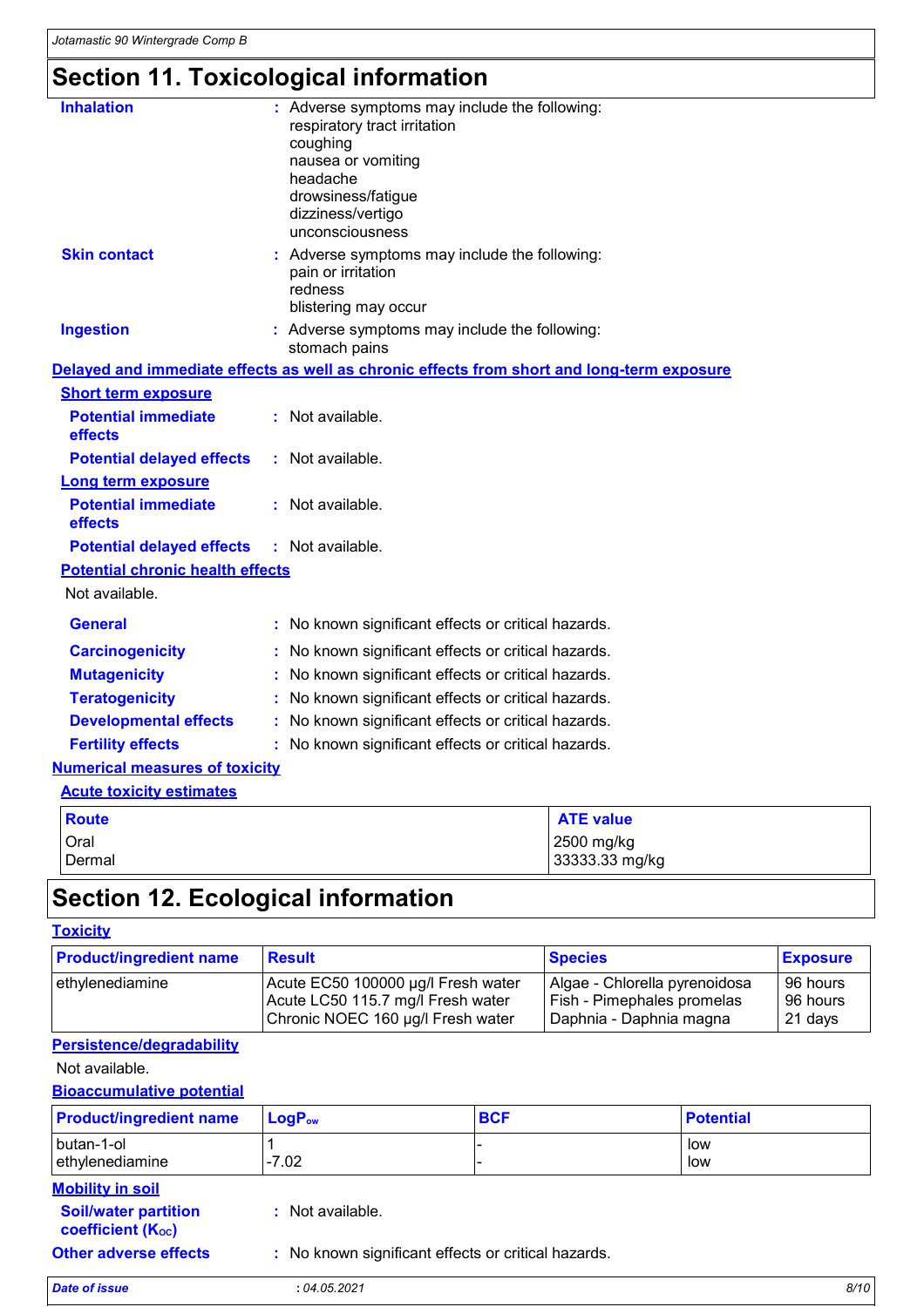# Section 11. Toxicological information

**Inhalation** : Adverse symptoms may include the following:
respiratory tract irritation
coughing
nausea or vomiting
headache
drowsiness/fatigue
dizziness/vertigo
unconsciousness

**Skin contact** : Adverse symptoms may include the following:
pain or irritation
redness
blistering may occur

**Ingestion** : Adverse symptoms may include the following:
stomach pains

**Delayed and immediate effects as well as chronic effects from short and long-term exposure**

**Short term exposure**

**Potential immediate effects** : Not available.

**Potential delayed effects** : Not available.

**Long term exposure**

**Potential immediate effects** : Not available.

**Potential delayed effects** : Not available.

**Potential chronic health effects**

Not available.

**General** : No known significant effects or critical hazards.

**Carcinogenicity** : No known significant effects or critical hazards.

**Mutagenicity** : No known significant effects or critical hazards.

**Teratogenicity** : No known significant effects or critical hazards.

**Developmental effects** : No known significant effects or critical hazards.

**Fertility effects** : No known significant effects or critical hazards.

**Numerical measures of toxicity**

**Acute toxicity estimates**

| Route | ATE value |
|---|---|
| Oral | 2500 mg/kg |
| Dermal | 33333.33 mg/kg |

# Section 12. Ecological information

**Toxicity**

| Product/ingredient name | Result | Species | Exposure |
|---|---|---|---|
| ethylenediamine | Acute EC50 100000 µg/l Fresh water | Algae - Chlorella pyrenoidosa | 96 hours |
| | Acute LC50 115.7 mg/l Fresh water | Fish - Pimephales promelas | 96 hours |
| | Chronic NOEC 160 µg/l Fresh water | Daphnia - Daphnia magna | 21 days |

**Persistence/degradability**

Not available.

**Bioaccumulative potential**

| Product/ingredient name | $LogP_{ow}$ | BCF | Potential |
|---|---|---|---|
| butan-1-ol | 1 | - | low |
| ethylenediamine | -7.02 | - | low |

**Mobility in soil**

**Soil/water partition coefficient ($K_{OC}$)** : Not available.

**Other adverse effects** : No known significant effects or critical hazards.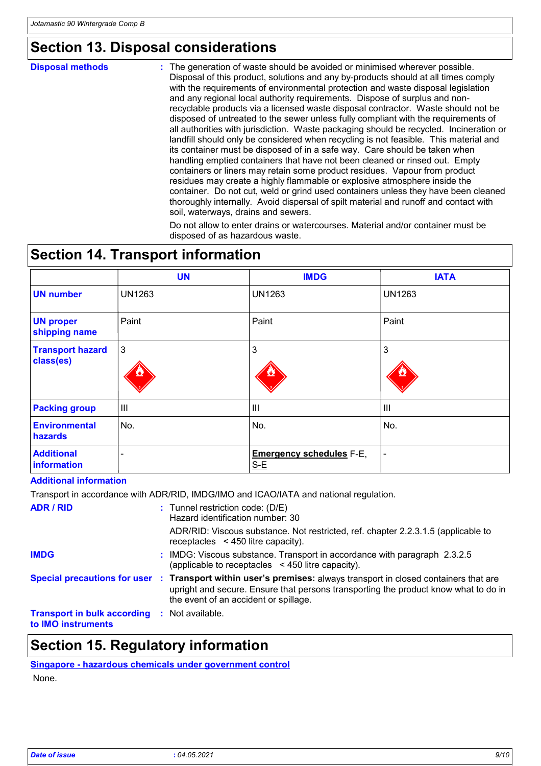## Section 13. Disposal considerations

**Disposal methods** : The generation of waste should be avoided or minimised wherever possible. Disposal of this product, solutions and any by-products should at all times comply with the requirements of environmental protection and waste disposal legislation and any regional local authority requirements. Dispose of surplus and non-recyclable products via a licensed waste disposal contractor. Waste should not be disposed of untreated to the sewer unless fully compliant with the requirements of all authorities with jurisdiction. Waste packaging should be recycled. Incineration or landfill should only be considered when recycling is not feasible. This material and its container must be disposed of in a safe way. Care should be taken when handling emptied containers that have not been cleaned or rinsed out. Empty containers or liners may retain some product residues. Vapour from product residues may create a highly flammable or explosive atmosphere inside the container. Do not cut, weld or grind used containers unless they have been cleaned thoroughly internally. Avoid dispersal of spilt material and runoff and contact with soil, waterways, drains and sewers.

Do not allow to enter drains or watercourses. Material and/or container must be disposed of as hazardous waste.

## Section 14. Transport information

| | UN | IMDG | IATA |
|---|---|---|---|
| **UN number** | UN1263 | UN1263 | UN1263 |
| **UN proper shipping name** | Paint | Paint | Paint |
| **Transport hazard class(es)** | 3 | 3 | 3 |
| **Packing group** | III | III | III |
| **Environmental hazards** | No. | No. | No. |
| **Additional information** | - | **Emergency schedules** F-E, S-E | - |

**Additional information**

Transport in accordance with ADR/RID, IMDG/IMO and ICAO/IATA and national regulation.

**ADR / RID** : Tunnel restriction code: (D/E)
Hazard identification number: 30

ADR/RID: Viscous substance. Not restricted, ref. chapter 2.2.3.1.5 (applicable to receptacles < 450 litre capacity).

**IMDG** : IMDG: Viscous substance. Transport in accordance with paragraph 2.3.2.5 (applicable to receptacles < 450 litre capacity).

**Special precautions for user** : **Transport within user's premises:** always transport in closed containers that are upright and secure. Ensure that persons transporting the product know what to do in the event of an accident or spillage.

**Transport in bulk according to IMO instruments** : Not available.

## Section 15. Regulatory information

**Singapore - hazardous chemicals under government control**

None.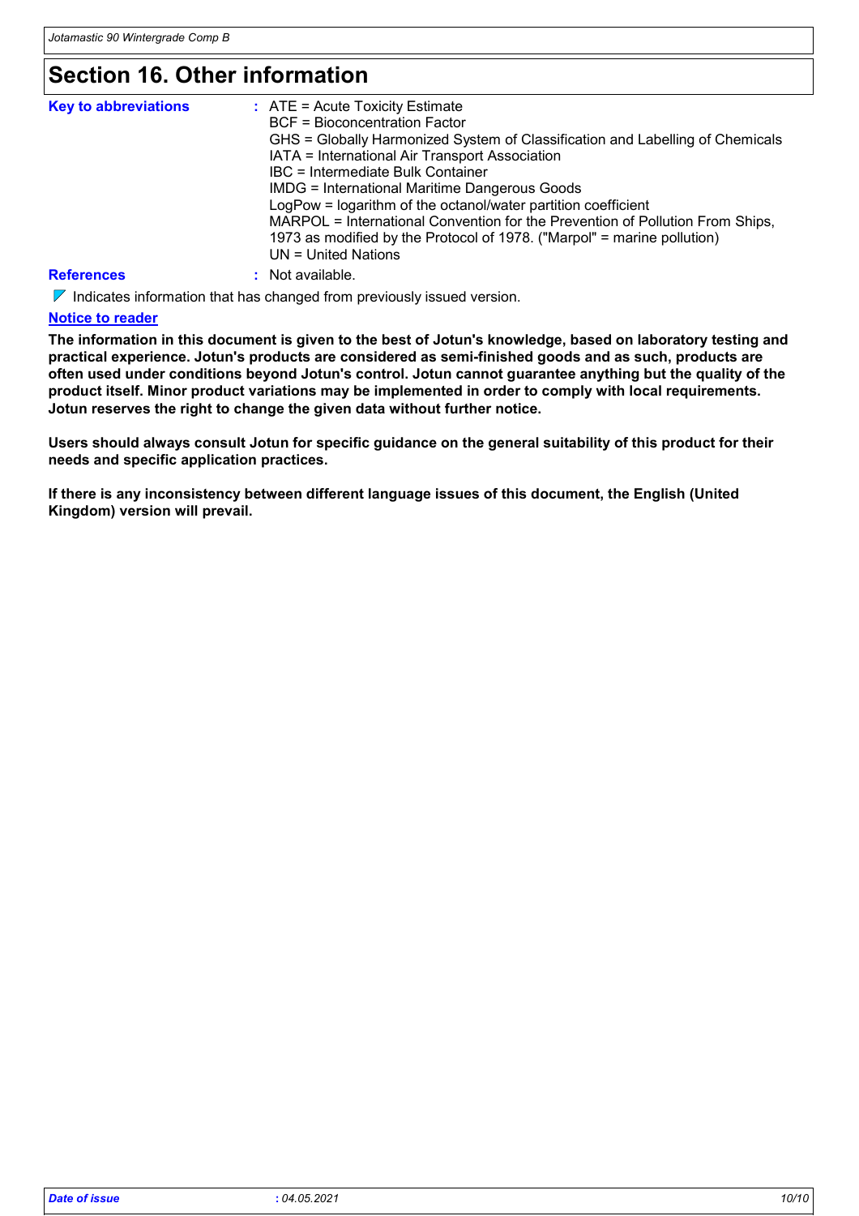# Section 16. Other information

**Key to abbreviations** : ATE = Acute Toxicity Estimate
BCF = Bioconcentration Factor
GHS = Globally Harmonized System of Classification and Labelling of Chemicals
IATA = International Air Transport Association
IBC = Intermediate Bulk Container
IMDG = International Maritime Dangerous Goods
LogPow = logarithm of the octanol/water partition coefficient
MARPOL = International Convention for the Prevention of Pollution From Ships, 1973 as modified by the Protocol of 1978. ("Marpol" = marine pollution)
UN = United Nations

**References** : Not available.

Indicates information that has changed from previously issued version.

**Notice to reader**

**The information in this document is given to the best of Jotun's knowledge, based on laboratory testing and practical experience. Jotun's products are considered as semi-finished goods and as such, products are often used under conditions beyond Jotun's control. Jotun cannot guarantee anything but the quality of the product itself. Minor product variations may be implemented in order to comply with local requirements. Jotun reserves the right to change the given data without further notice.**

**Users should always consult Jotun for specific guidance on the general suitability of this product for their needs and specific application practices.**

**If there is any inconsistency between different language issues of this document, the English (United Kingdom) version will prevail.**